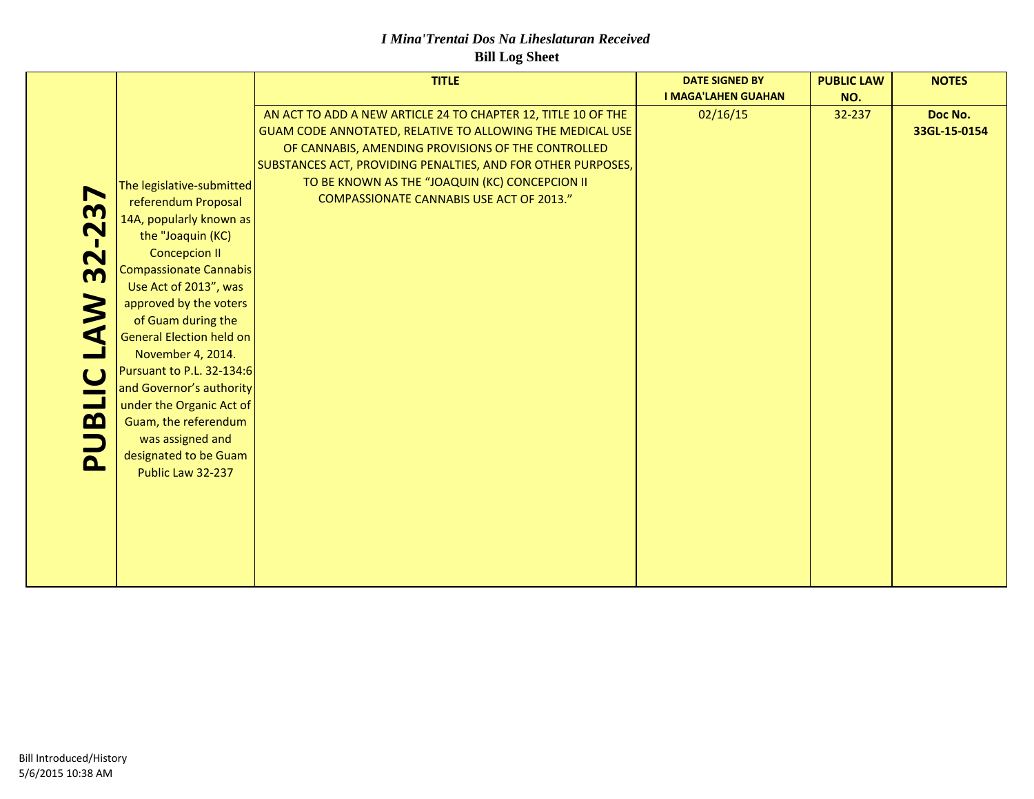*I Mina'Trentai Dos Na Liheslaturan Received*

**Bill Log Sheet**

| | | TITLE | DATE SIGNED BY I MAGA'LAHEN GUAHAN | PUBLIC LAW NO. | NOTES |
|---|---|---|---|---|---|
| **PUBLIC LAW 32-237** | The legislative-submitted referendum Proposal 14A, popularly known as the "Joaquin (KC) Concepcion II Compassionate Cannabis Use Act of 2013", was approved by the voters of Guam during the General Election held on November 4, 2014. Pursuant to P.L. 32-134:6 and Governor's authority under the Organic Act of Guam, the referendum was assigned and designated to be Guam Public Law 32-237 | AN ACT TO ADD A NEW ARTICLE 24 TO CHAPTER 12, TITLE 10 OF THE GUAM CODE ANNOTATED, RELATIVE TO ALLOWING THE MEDICAL USE OF CANNABIS, AMENDING PROVISIONS OF THE CONTROLLED SUBSTANCES ACT, PROVIDING PENALTIES, AND FOR OTHER PURPOSES, TO BE KNOWN AS THE "JOAQUIN (KC) CONCEPCION II COMPASSIONATE CANNABIS USE ACT OF 2013." | 02/16/15 | 32-237 | **Doc No. 33GL-15-0154** |

Bill Introduced/History
5/6/2015 10:38 AM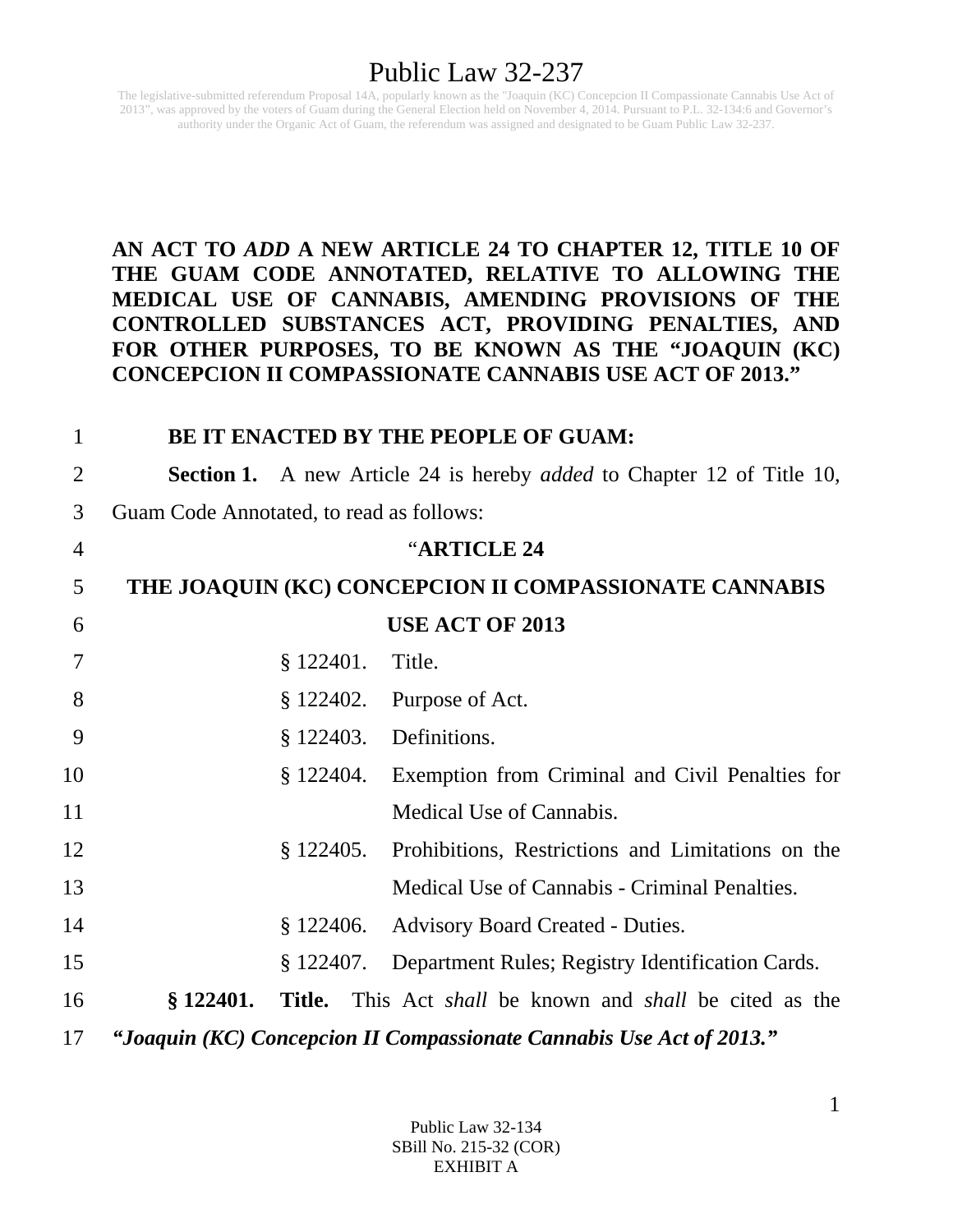# Public Law 32-237

The legislative-submitted referendum Proposal 14A, popularly known as the "Joaquin (KC) Concepcion II Compassionate Cannabis Use Act of 2013", was approved by the voters of Guam during the General Election held on November 4, 2014. Pursuant to P.L. 32-134:6 and Governor's authority under the Organic Act of Guam, the referendum was assigned and designated to be Guam Public Law 32-237.

**AN ACT TO *ADD* A NEW ARTICLE 24 TO CHAPTER 12, TITLE 10 OF THE GUAM CODE ANNOTATED, RELATIVE TO ALLOWING THE MEDICAL USE OF CANNABIS, AMENDING PROVISIONS OF THE CONTROLLED SUBSTANCES ACT, PROVIDING PENALTIES, AND FOR OTHER PURPOSES, TO BE KNOWN AS THE "JOAQUIN (KC) CONCEPCION II COMPASSIONATE CANNABIS USE ACT OF 2013."**

**BE IT ENACTED BY THE PEOPLE OF GUAM:**

**Section 1.** A new Article 24 is hereby *added* to Chapter 12 of Title 10, Guam Code Annotated, to read as follows:

"**ARTICLE 24**

**THE JOAQUIN (KC) CONCEPCION II COMPASSIONATE CANNABIS USE ACT OF 2013**

§ 122401. Title.

§ 122402. Purpose of Act.

§ 122403. Definitions.

§ 122404. Exemption from Criminal and Civil Penalties for Medical Use of Cannabis.

§ 122405. Prohibitions, Restrictions and Limitations on the Medical Use of Cannabis - Criminal Penalties.

§ 122406. Advisory Board Created - Duties.

§ 122407. Department Rules; Registry Identification Cards.

**§ 122401. Title.** This Act *shall* be known and *shall* be cited as the ***"Joaquin (KC) Concepcion II Compassionate Cannabis Use Act of 2013."***

Public Law 32-134
SBill No. 215-32 (COR)
EXHIBIT A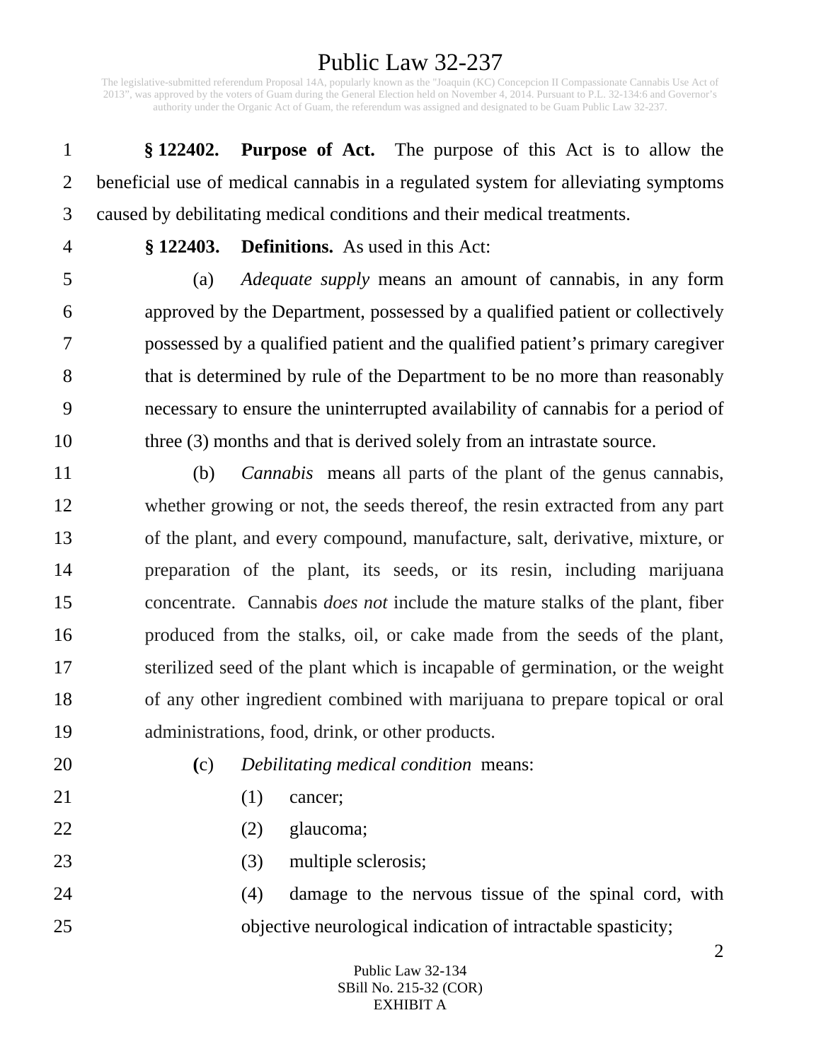**§ 122402. Purpose of Act.** The purpose of this Act is to allow the beneficial use of medical cannabis in a regulated system for alleviating symptoms caused by debilitating medical conditions and their medical treatments.

**§ 122403. Definitions.** As used in this Act:

(a) *Adequate supply* means an amount of cannabis, in any form approved by the Department, possessed by a qualified patient or collectively possessed by a qualified patient and the qualified patient's primary caregiver that is determined by rule of the Department to be no more than reasonably necessary to ensure the uninterrupted availability of cannabis for a period of three (3) months and that is derived solely from an intrastate source.

(b) *Cannabis* means all parts of the plant of the genus cannabis, whether growing or not, the seeds thereof, the resin extracted from any part of the plant, and every compound, manufacture, salt, derivative, mixture, or preparation of the plant, its seeds, or its resin, including marijuana concentrate. Cannabis *does not* include the mature stalks of the plant, fiber produced from the stalks, oil, or cake made from the seeds of the plant, sterilized seed of the plant which is incapable of germination, or the weight of any other ingredient combined with marijuana to prepare topical or oral administrations, food, drink, or other products.

(c) *Debilitating medical condition* means:

(1) cancer;

(2) glaucoma;

(3) multiple sclerosis;

(4) damage to the nervous tissue of the spinal cord, with objective neurological indication of intractable spasticity;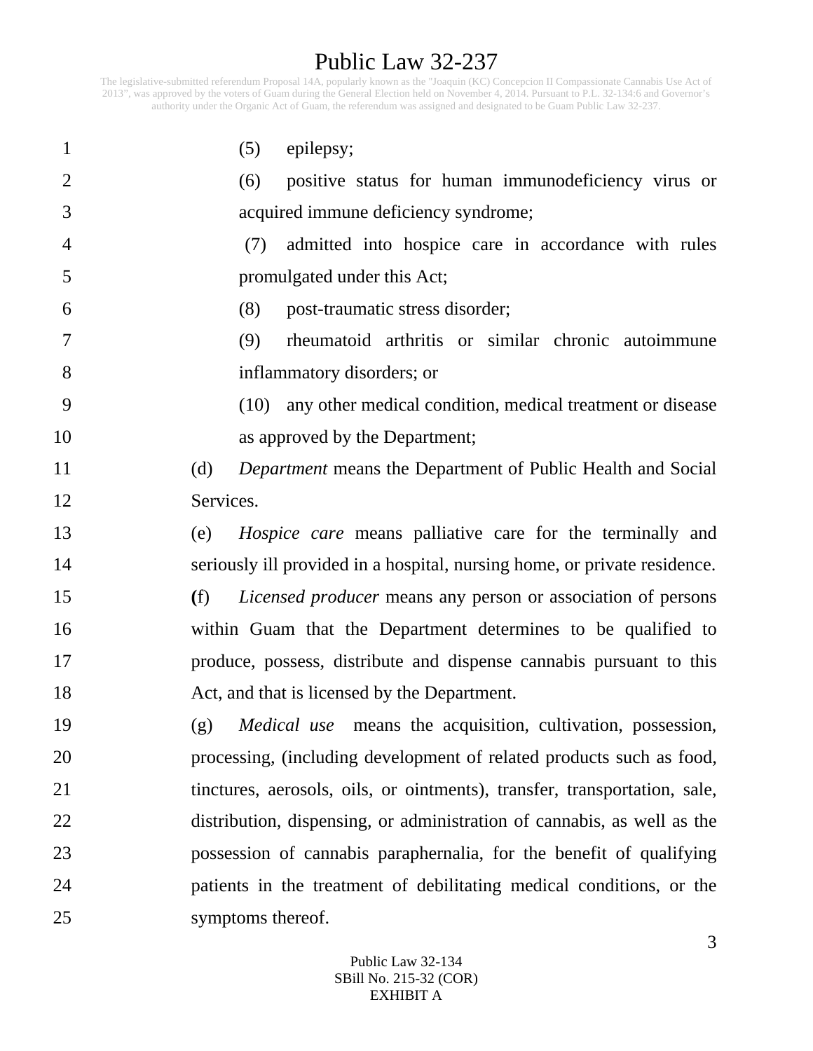(5) epilepsy;

(6) positive status for human immunodeficiency virus or acquired immune deficiency syndrome;

(7) admitted into hospice care in accordance with rules promulgated under this Act;

(8) post-traumatic stress disorder;

(9) rheumatoid arthritis or similar chronic autoimmune inflammatory disorders; or

(10) any other medical condition, medical treatment or disease as approved by the Department;

(d) *Department* means the Department of Public Health and Social Services.

(e) *Hospice care* means palliative care for the terminally and seriously ill provided in a hospital, nursing home, or private residence.

(f) *Licensed producer* means any person or association of persons within Guam that the Department determines to be qualified to produce, possess, distribute and dispense cannabis pursuant to this Act, and that is licensed by the Department.

(g) *Medical use* means the acquisition, cultivation, possession, processing, (including development of related products such as food, tinctures, aerosols, oils, or ointments), transfer, transportation, sale, distribution, dispensing, or administration of cannabis, as well as the possession of cannabis paraphernalia, for the benefit of qualifying patients in the treatment of debilitating medical conditions, or the symptoms thereof.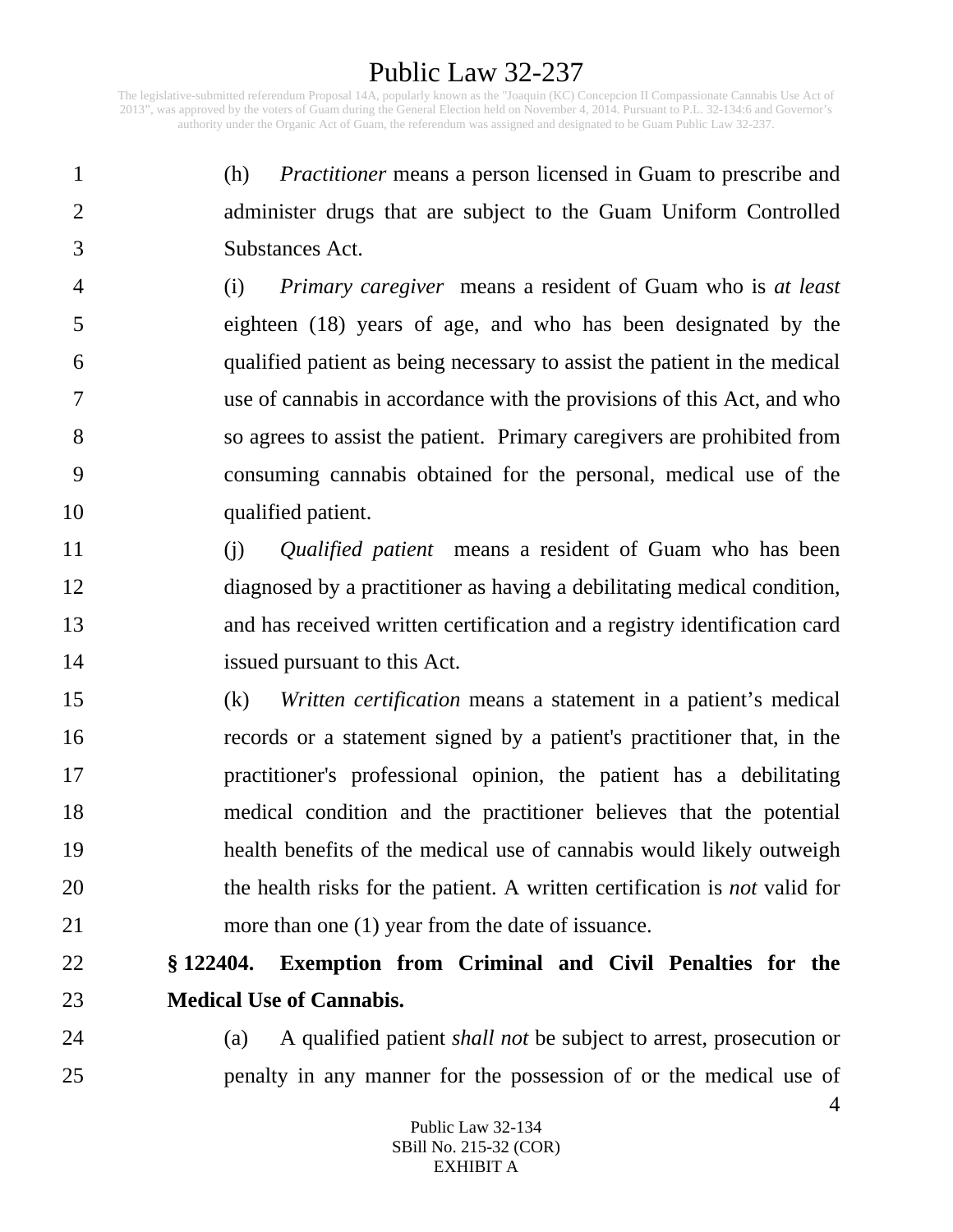(h) *Practitioner* means a person licensed in Guam to prescribe and administer drugs that are subject to the Guam Uniform Controlled Substances Act.

(i) *Primary caregiver* means a resident of Guam who is *at least* eighteen (18) years of age, and who has been designated by the qualified patient as being necessary to assist the patient in the medical use of cannabis in accordance with the provisions of this Act, and who so agrees to assist the patient. Primary caregivers are prohibited from consuming cannabis obtained for the personal, medical use of the qualified patient.

(j) *Qualified patient* means a resident of Guam who has been diagnosed by a practitioner as having a debilitating medical condition, and has received written certification and a registry identification card issued pursuant to this Act.

(k) *Written certification* means a statement in a patient's medical records or a statement signed by a patient's practitioner that, in the practitioner's professional opinion, the patient has a debilitating medical condition and the practitioner believes that the potential health benefits of the medical use of cannabis would likely outweigh the health risks for the patient. A written certification is *not* valid for more than one (1) year from the date of issuance.

**§ 122404. Exemption from Criminal and Civil Penalties for the Medical Use of Cannabis.**

(a) A qualified patient *shall not* be subject to arrest, prosecution or penalty in any manner for the possession of or the medical use of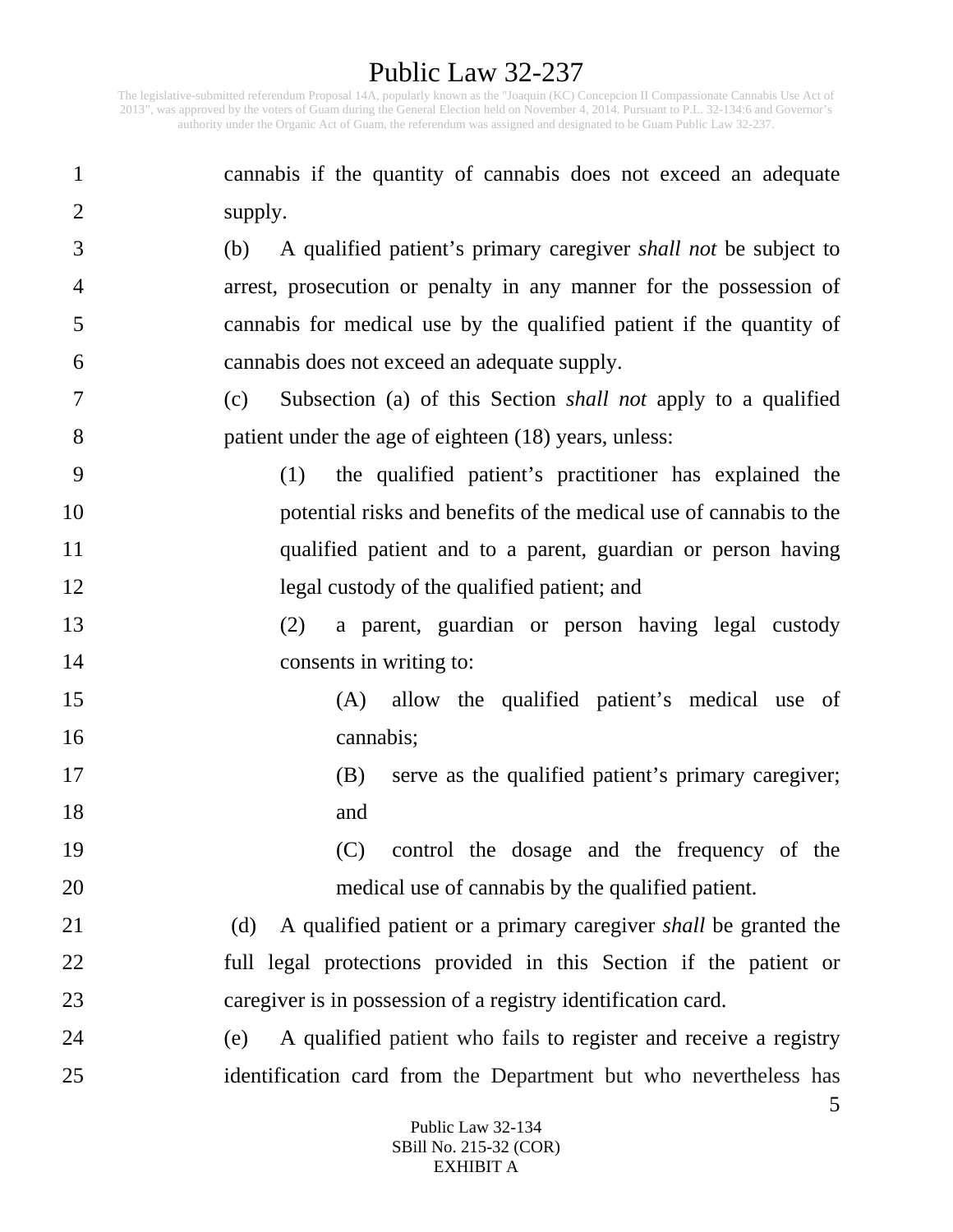cannabis if the quantity of cannabis does not exceed an adequate supply.

(b) A qualified patient's primary caregiver *shall not* be subject to arrest, prosecution or penalty in any manner for the possession of cannabis for medical use by the qualified patient if the quantity of cannabis does not exceed an adequate supply.

(c) Subsection (a) of this Section *shall not* apply to a qualified patient under the age of eighteen (18) years, unless:

(1) the qualified patient's practitioner has explained the potential risks and benefits of the medical use of cannabis to the qualified patient and to a parent, guardian or person having legal custody of the qualified patient; and

(2) a parent, guardian or person having legal custody consents in writing to:

(A) allow the qualified patient's medical use of cannabis;

(B) serve as the qualified patient's primary caregiver; and

(C) control the dosage and the frequency of the medical use of cannabis by the qualified patient.

(d) A qualified patient or a primary caregiver *shall* be granted the full legal protections provided in this Section if the patient or caregiver is in possession of a registry identification card.

(e) A qualified patient who fails to register and receive a registry identification card from the Department but who nevertheless has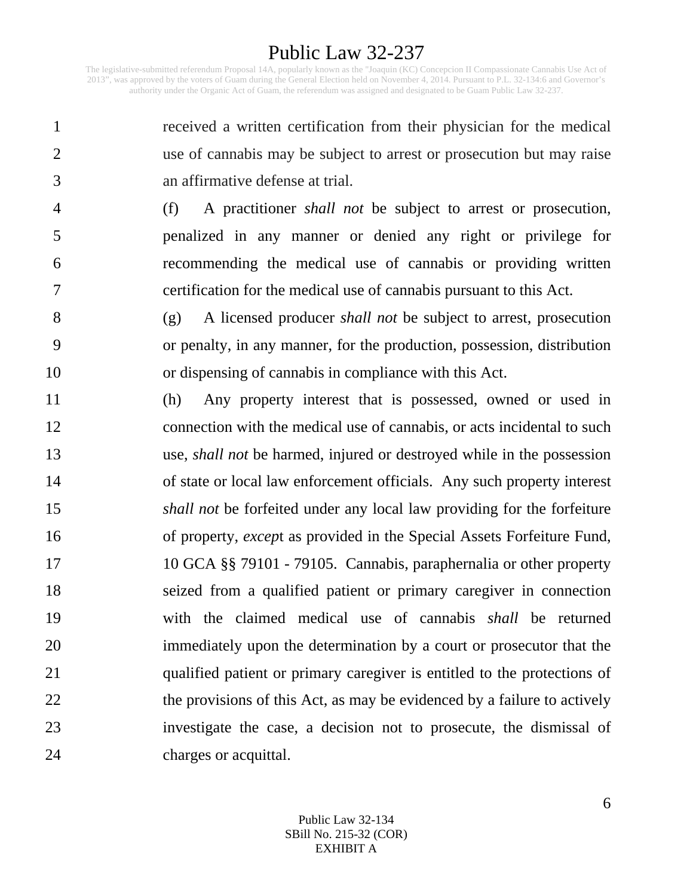received a written certification from their physician for the medical use of cannabis may be subject to arrest or prosecution but may raise an affirmative defense at trial.

(f) A practitioner *shall not* be subject to arrest or prosecution, penalized in any manner or denied any right or privilege for recommending the medical use of cannabis or providing written certification for the medical use of cannabis pursuant to this Act.

(g) A licensed producer *shall not* be subject to arrest, prosecution or penalty, in any manner, for the production, possession, distribution or dispensing of cannabis in compliance with this Act.

(h) Any property interest that is possessed, owned or used in connection with the medical use of cannabis, or acts incidental to such use, *shall not* be harmed, injured or destroyed while in the possession of state or local law enforcement officials. Any such property interest *shall not* be forfeited under any local law providing for the forfeiture of property, *excep*t as provided in the Special Assets Forfeiture Fund, 10 GCA §§ 79101 - 79105. Cannabis, paraphernalia or other property seized from a qualified patient or primary caregiver in connection with the claimed medical use of cannabis *shall* be returned immediately upon the determination by a court or prosecutor that the qualified patient or primary caregiver is entitled to the protections of the provisions of this Act, as may be evidenced by a failure to actively investigate the case, a decision not to prosecute, the dismissal of charges or acquittal.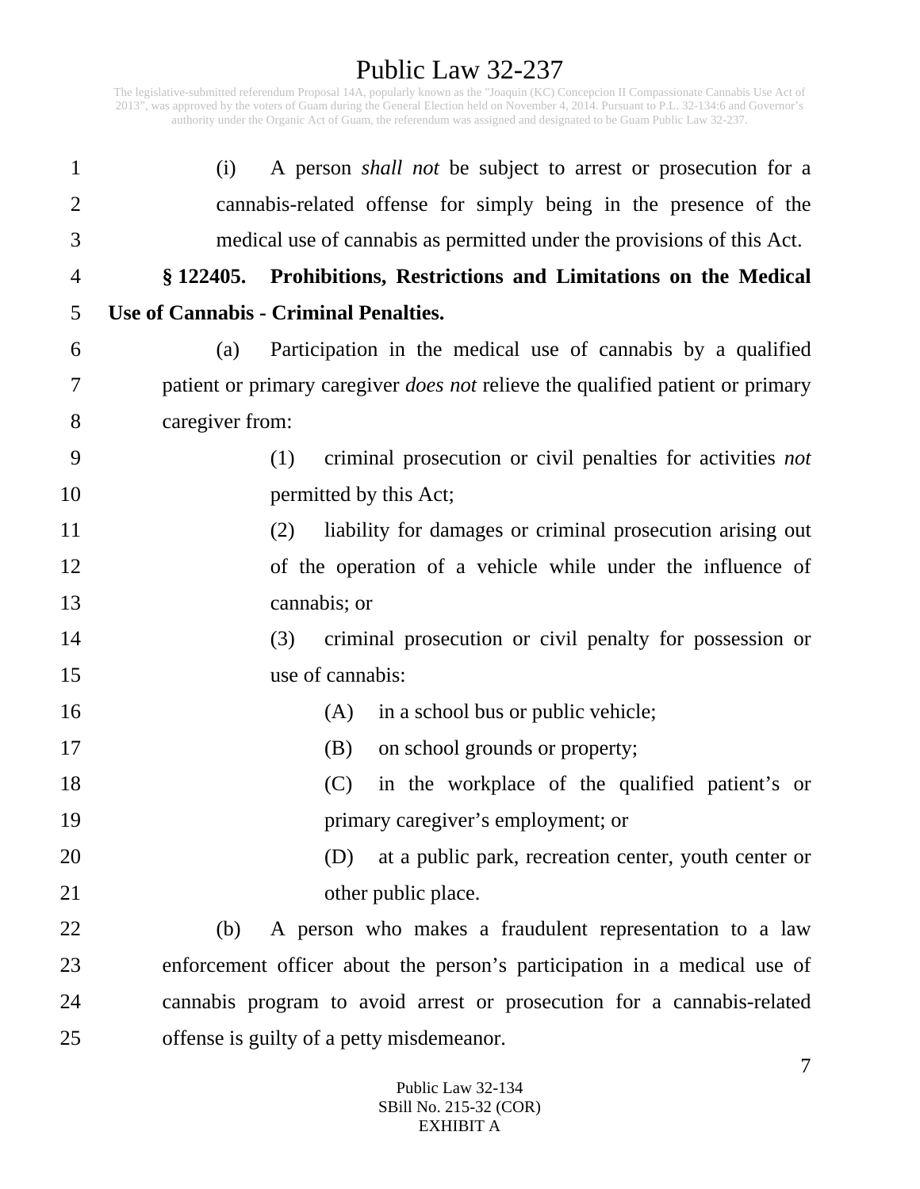(i) A person *shall not* be subject to arrest or prosecution for a cannabis-related offense for simply being in the presence of the medical use of cannabis as permitted under the provisions of this Act.

**§ 122405. Prohibitions, Restrictions and Limitations on the Medical Use of Cannabis - Criminal Penalties.**

(a) Participation in the medical use of cannabis by a qualified patient or primary caregiver *does not* relieve the qualified patient or primary caregiver from:

(1) criminal prosecution or civil penalties for activities *not* permitted by this Act;

(2) liability for damages or criminal prosecution arising out of the operation of a vehicle while under the influence of cannabis; or

(3) criminal prosecution or civil penalty for possession or use of cannabis:

(A) in a school bus or public vehicle;

(B) on school grounds or property;

(C) in the workplace of the qualified patient's or primary caregiver's employment; or

(D) at a public park, recreation center, youth center or other public place.

(b) A person who makes a fraudulent representation to a law enforcement officer about the person's participation in a medical use of cannabis program to avoid arrest or prosecution for a cannabis-related offense is guilty of a petty misdemeanor.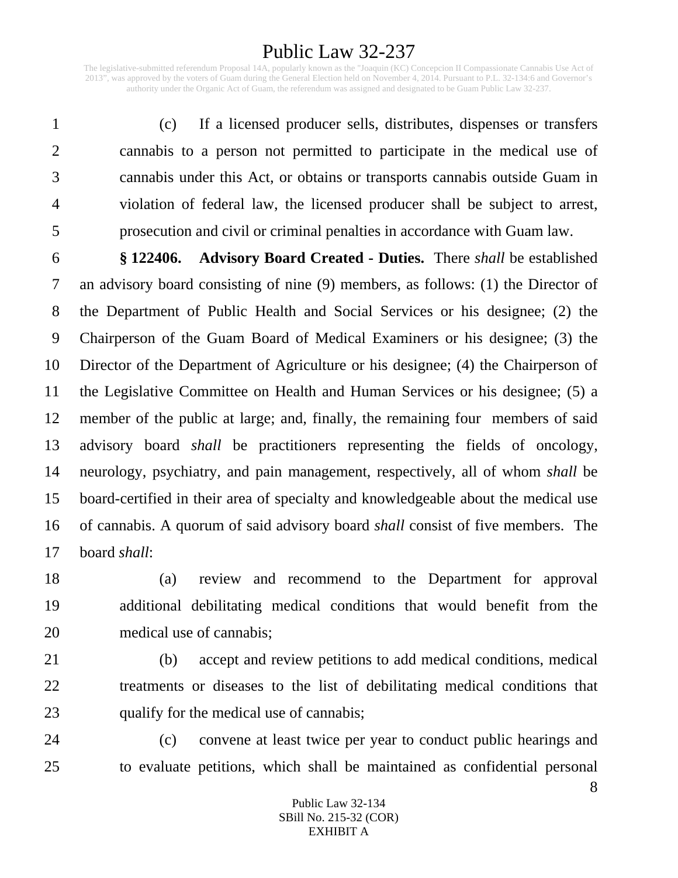(c) If a licensed producer sells, distributes, dispenses or transfers cannabis to a person not permitted to participate in the medical use of cannabis under this Act, or obtains or transports cannabis outside Guam in violation of federal law, the licensed producer shall be subject to arrest, prosecution and civil or criminal penalties in accordance with Guam law.

**§ 122406. Advisory Board Created - Duties.** There *shall* be established an advisory board consisting of nine (9) members, as follows: (1) the Director of the Department of Public Health and Social Services or his designee; (2) the Chairperson of the Guam Board of Medical Examiners or his designee; (3) the Director of the Department of Agriculture or his designee; (4) the Chairperson of the Legislative Committee on Health and Human Services or his designee; (5) a member of the public at large; and, finally, the remaining four members of said advisory board *shall* be practitioners representing the fields of oncology, neurology, psychiatry, and pain management, respectively, all of whom *shall* be board-certified in their area of specialty and knowledgeable about the medical use of cannabis. A quorum of said advisory board *shall* consist of five members. The board *shall*:

(a) review and recommend to the Department for approval additional debilitating medical conditions that would benefit from the medical use of cannabis;

(b) accept and review petitions to add medical conditions, medical treatments or diseases to the list of debilitating medical conditions that qualify for the medical use of cannabis;

(c) convene at least twice per year to conduct public hearings and to evaluate petitions, which shall be maintained as confidential personal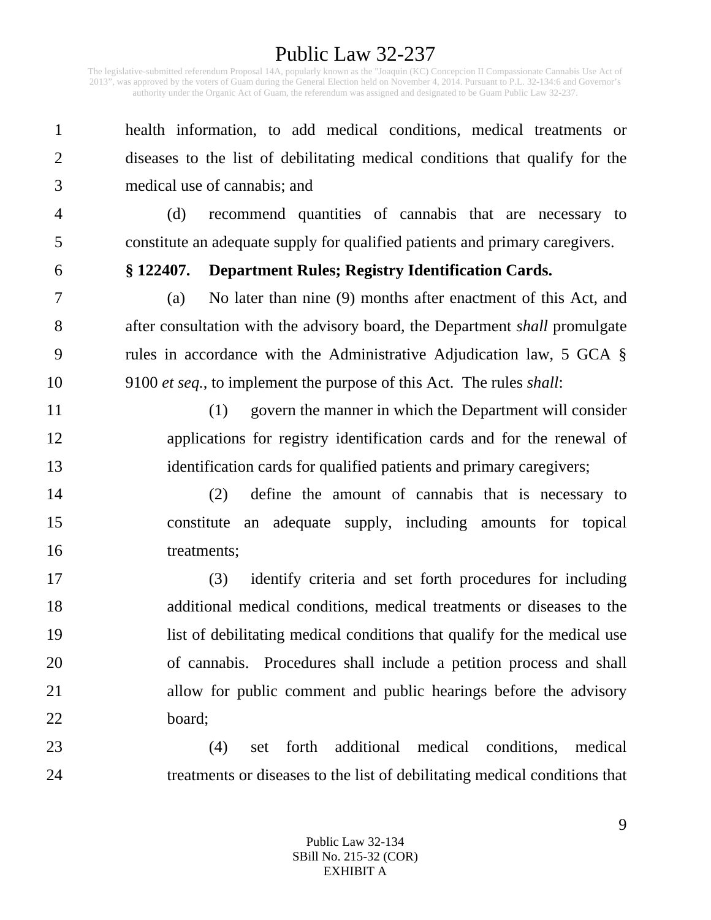health information, to add medical conditions, medical treatments or diseases to the list of debilitating medical conditions that qualify for the medical use of cannabis; and

(d) recommend quantities of cannabis that are necessary to constitute an adequate supply for qualified patients and primary caregivers.

**§ 122407. Department Rules; Registry Identification Cards.**

(a) No later than nine (9) months after enactment of this Act, and after consultation with the advisory board, the Department *shall* promulgate rules in accordance with the Administrative Adjudication law, 5 GCA § 9100 *et seq.*, to implement the purpose of this Act. The rules *shall*:

(1) govern the manner in which the Department will consider applications for registry identification cards and for the renewal of identification cards for qualified patients and primary caregivers;

(2) define the amount of cannabis that is necessary to constitute an adequate supply, including amounts for topical treatments;

(3) identify criteria and set forth procedures for including additional medical conditions, medical treatments or diseases to the list of debilitating medical conditions that qualify for the medical use of cannabis. Procedures shall include a petition process and shall allow for public comment and public hearings before the advisory board;

(4) set forth additional medical conditions, medical treatments or diseases to the list of debilitating medical conditions that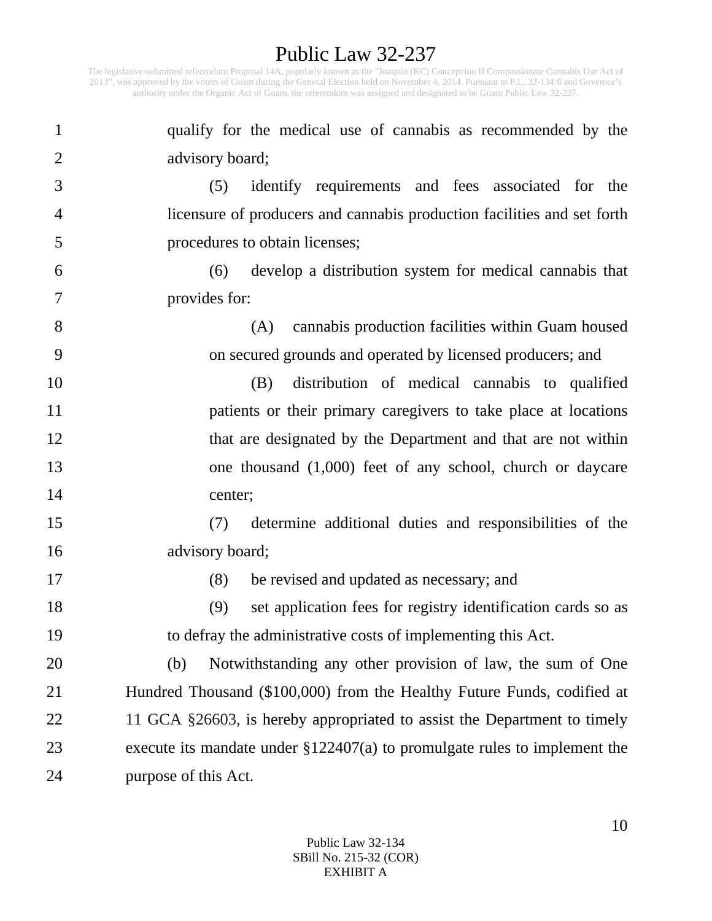qualify for the medical use of cannabis as recommended by the advisory board;

(5) identify requirements and fees associated for the licensure of producers and cannabis production facilities and set forth procedures to obtain licenses;

(6) develop a distribution system for medical cannabis that provides for:

(A) cannabis production facilities within Guam housed on secured grounds and operated by licensed producers; and

(B) distribution of medical cannabis to qualified patients or their primary caregivers to take place at locations that are designated by the Department and that are not within one thousand (1,000) feet of any school, church or daycare center;

(7) determine additional duties and responsibilities of the advisory board;

(8) be revised and updated as necessary; and

(9) set application fees for registry identification cards so as to defray the administrative costs of implementing this Act.

(b) Notwithstanding any other provision of law, the sum of One Hundred Thousand ($100,000) from the Healthy Future Funds, codified at 11 GCA §26603, is hereby appropriated to assist the Department to timely execute its mandate under §122407(a) to promulgate rules to implement the purpose of this Act.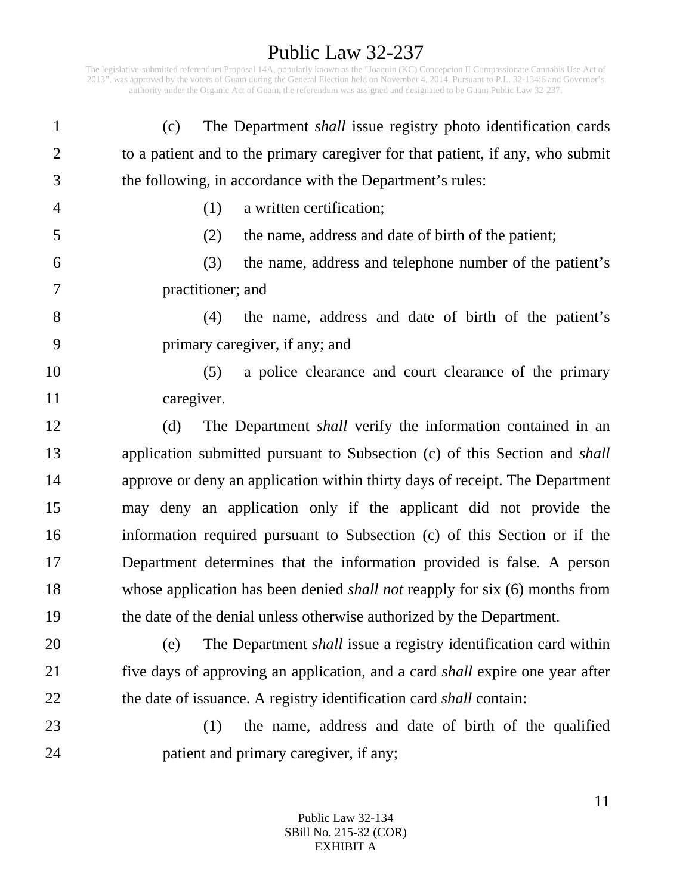(c) The Department *shall* issue registry photo identification cards to a patient and to the primary caregiver for that patient, if any, who submit the following, in accordance with the Department's rules:

(1) a written certification;

(2) the name, address and date of birth of the patient;

(3) the name, address and telephone number of the patient's practitioner; and

(4) the name, address and date of birth of the patient's primary caregiver, if any; and

(5) a police clearance and court clearance of the primary caregiver.

(d) The Department *shall* verify the information contained in an application submitted pursuant to Subsection (c) of this Section and *shall* approve or deny an application within thirty days of receipt. The Department may deny an application only if the applicant did not provide the information required pursuant to Subsection (c) of this Section or if the Department determines that the information provided is false. A person whose application has been denied *shall not* reapply for six (6) months from the date of the denial unless otherwise authorized by the Department.

(e) The Department *shall* issue a registry identification card within five days of approving an application, and a card *shall* expire one year after the date of issuance. A registry identification card *shall* contain:

(1) the name, address and date of birth of the qualified patient and primary caregiver, if any;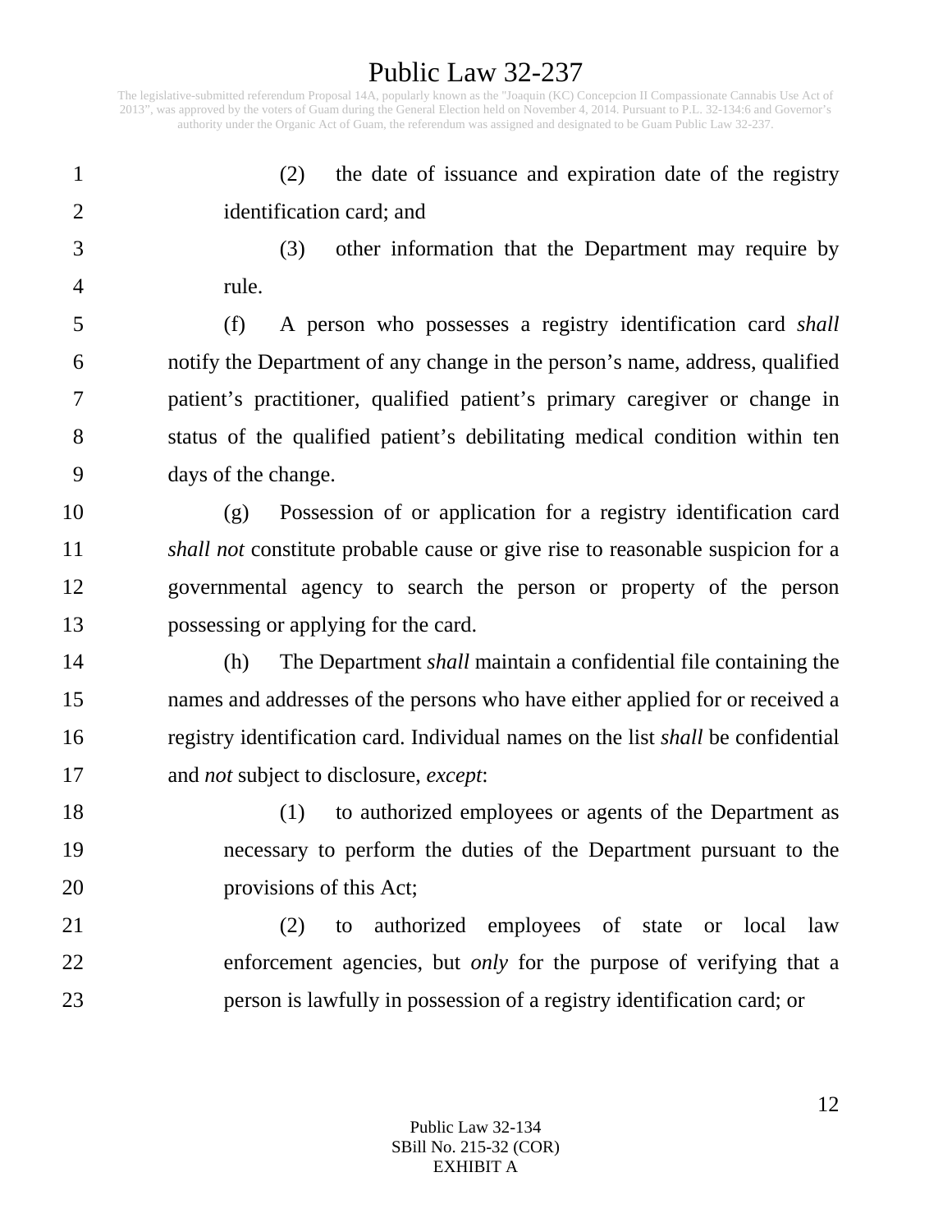(2) the date of issuance and expiration date of the registry identification card; and

(3) other information that the Department may require by rule.

(f) A person who possesses a registry identification card *shall* notify the Department of any change in the person's name, address, qualified patient's practitioner, qualified patient's primary caregiver or change in status of the qualified patient's debilitating medical condition within ten days of the change.

(g) Possession of or application for a registry identification card *shall not* constitute probable cause or give rise to reasonable suspicion for a governmental agency to search the person or property of the person possessing or applying for the card.

(h) The Department *shall* maintain a confidential file containing the names and addresses of the persons who have either applied for or received a registry identification card. Individual names on the list *shall* be confidential and *not* subject to disclosure, *except*:

(1) to authorized employees or agents of the Department as necessary to perform the duties of the Department pursuant to the provisions of this Act;

(2) to authorized employees of state or local law enforcement agencies, but *only* for the purpose of verifying that a person is lawfully in possession of a registry identification card; or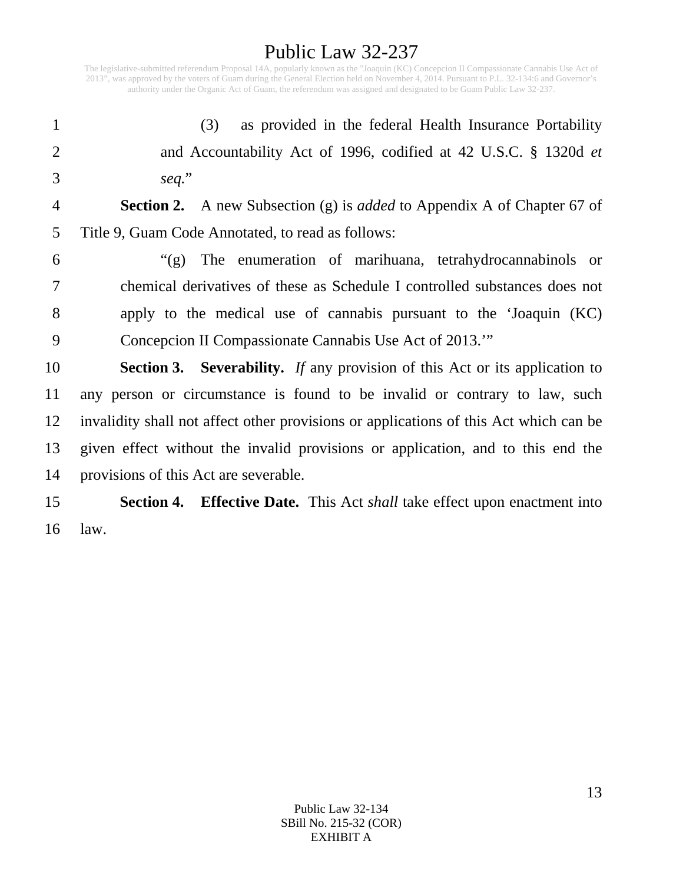(3) as provided in the federal Health Insurance Portability and Accountability Act of 1996, codified at 42 U.S.C. § 1320d *et seq.*"

**Section 2.** A new Subsection (g) is *added* to Appendix A of Chapter 67 of Title 9, Guam Code Annotated, to read as follows:

"(g) The enumeration of marihuana, tetrahydrocannabinols or chemical derivatives of these as Schedule I controlled substances does not apply to the medical use of cannabis pursuant to the 'Joaquin (KC) Concepcion II Compassionate Cannabis Use Act of 2013.'"

**Section 3. Severability.** *If* any provision of this Act or its application to any person or circumstance is found to be invalid or contrary to law, such invalidity shall not affect other provisions or applications of this Act which can be given effect without the invalid provisions or application, and to this end the provisions of this Act are severable.

**Section 4. Effective Date.** This Act *shall* take effect upon enactment into law.